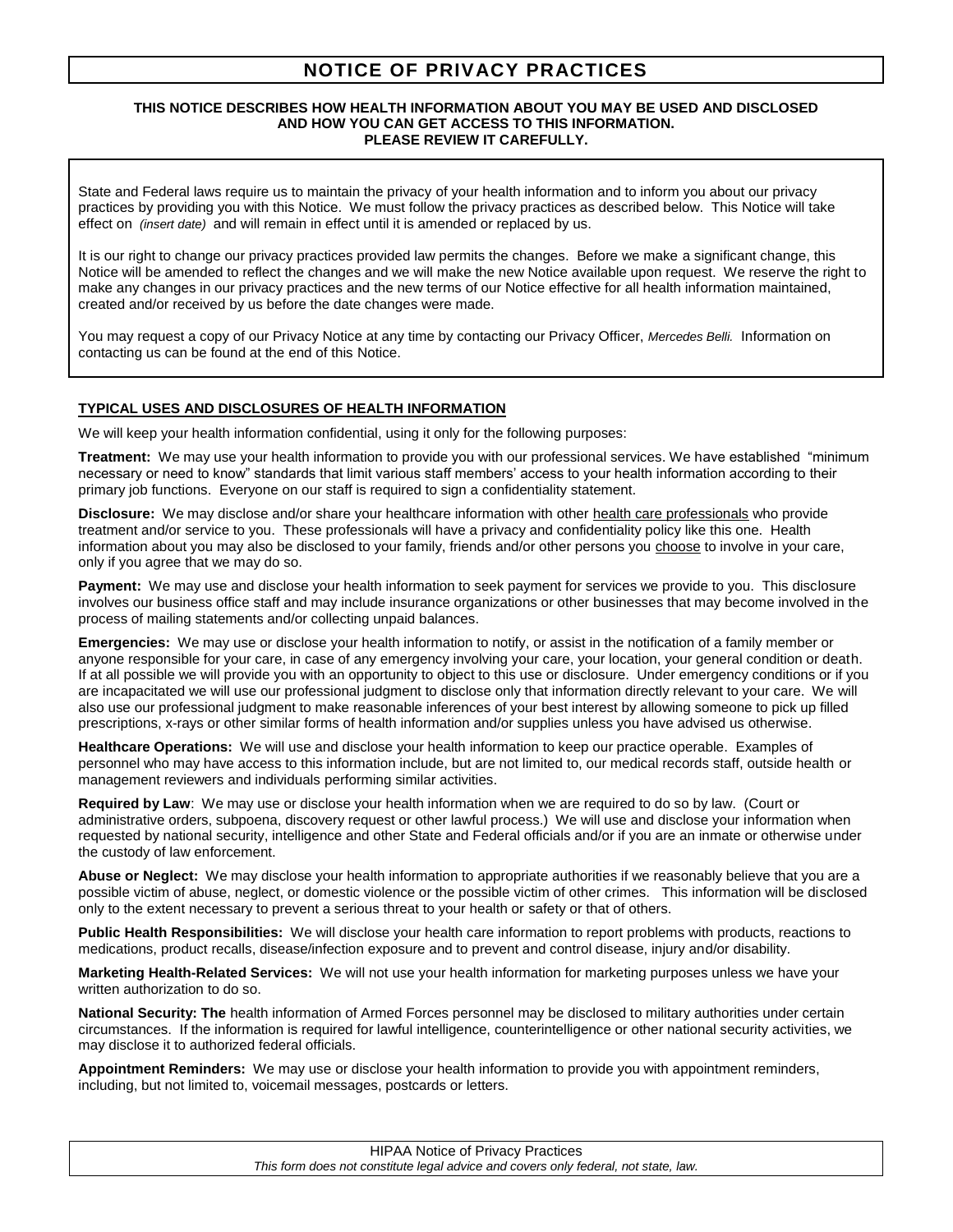# NOTICE OF PRIVACY PRACTICES

**THIS NOTICE DESCRIBES HOW HEALTH INFORMATION ABOUT YOU MAY BE USED AND DISCLOSED AND HOW YOU CAN GET ACCESS TO THIS INFORMATION. PLEASE REVIEW IT CAREFULLY.**

State and Federal laws require us to maintain the privacy of your health information and to inform you about our privacy practices by providing you with this Notice. We must follow the privacy practices as described below. This Notice will take effect on *(insert date)* and will remain in effect until it is amended or replaced by us.

It is our right to change our privacy practices provided law permits the changes. Before we make a significant change, this Notice will be amended to reflect the changes and we will make the new Notice available upon request. We reserve the right to make any changes in our privacy practices and the new terms of our Notice effective for all health information maintained, created and/or received by us before the date changes were made.

You may request a copy of our Privacy Notice at any time by contacting our Privacy Officer, *Mercedes Belli.* Information on contacting us can be found at the end of this Notice.

## TYPICAL USES AND DISCLOSURES OF HEALTH INFORMATION

We will keep your health information confidential, using it only for the following purposes:

**Treatment:** We may use your health information to provide you with our professional services. We have established "minimum necessary or need to know" standards that limit various staff members' access to your health information according to their primary job functions. Everyone on our staff is required to sign a confidentiality statement.

**Disclosure:** We may disclose and/or share your healthcare information with other health care professionals who provide treatment and/or service to you. These professionals will have a privacy and confidentiality policy like this one. Health information about you may also be disclosed to your family, friends and/or other persons you choose to involve in your care, only if you agree that we may do so.

**Payment:** We may use and disclose your health information to seek payment for services we provide to you. This disclosure involves our business office staff and may include insurance organizations or other businesses that may become involved in the process of mailing statements and/or collecting unpaid balances.

**Emergencies:** We may use or disclose your health information to notify, or assist in the notification of a family member or anyone responsible for your care, in case of any emergency involving your care, your location, your general condition or death. If at all possible we will provide you with an opportunity to object to this use or disclosure. Under emergency conditions or if you are incapacitated we will use our professional judgment to disclose only that information directly relevant to your care. We will also use our professional judgment to make reasonable inferences of your best interest by allowing someone to pick up filled prescriptions, x-rays or other similar forms of health information and/or supplies unless you have advised us otherwise.

**Healthcare Operations:** We will use and disclose your health information to keep our practice operable. Examples of personnel who may have access to this information include, but are not limited to, our medical records staff, outside health or management reviewers and individuals performing similar activities.

**Required by Law**: We may use or disclose your health information when we are required to do so by law. (Court or administrative orders, subpoena, discovery request or other lawful process.) We will use and disclose your information when requested by national security, intelligence and other State and Federal officials and/or if you are an inmate or otherwise under the custody of law enforcement.

**Abuse or Neglect:** We may disclose your health information to appropriate authorities if we reasonably believe that you are a possible victim of abuse, neglect, or domestic violence or the possible victim of other crimes. This information will be disclosed only to the extent necessary to prevent a serious threat to your health or safety or that of others.

**Public Health Responsibilities:** We will disclose your health care information to report problems with products, reactions to medications, product recalls, disease/infection exposure and to prevent and control disease, injury and/or disability.

**Marketing Health-Related Services:** We will not use your health information for marketing purposes unless we have your written authorization to do so.

**National Security: The** health information of Armed Forces personnel may be disclosed to military authorities under certain circumstances. If the information is required for lawful intelligence, counterintelligence or other national security activities, we may disclose it to authorized federal officials.

**Appointment Reminders:** We may use or disclose your health information to provide you with appointment reminders, including, but not limited to, voicemail messages, postcards or letters.

HIPAA Notice of Privacy Practices
*This form does not constitute legal advice and covers only federal, not state, law.*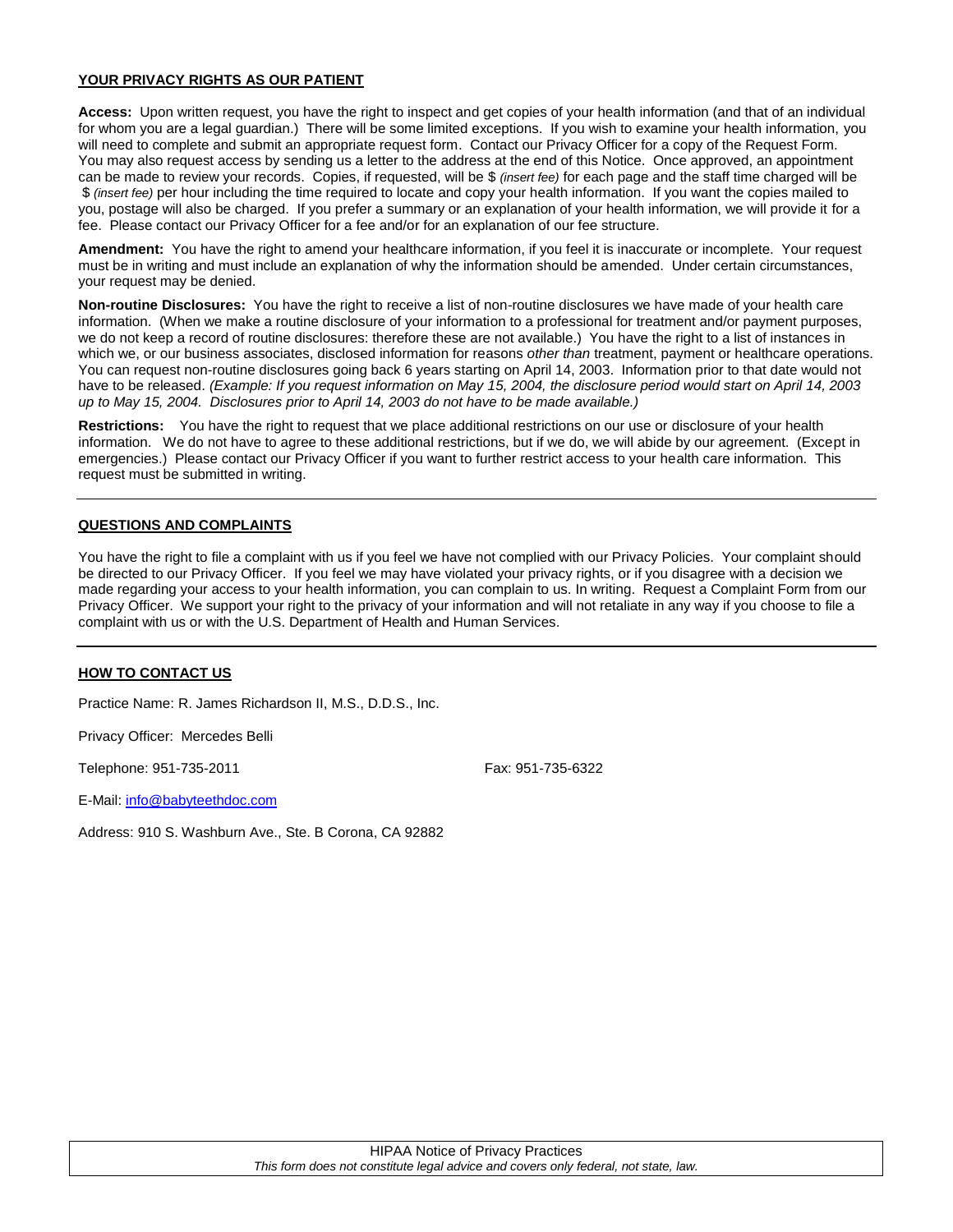## YOUR PRIVACY RIGHTS AS OUR PATIENT

**Access:** Upon written request, you have the right to inspect and get copies of your health information (and that of an individual for whom you are a legal guardian.) There will be some limited exceptions. If you wish to examine your health information, you will need to complete and submit an appropriate request form. Contact our Privacy Officer for a copy of the Request Form. You may also request access by sending us a letter to the address at the end of this Notice. Once approved, an appointment can be made to review your records. Copies, if requested, will be $ *(insert fee)* for each page and the staff time charged will be $ *(insert fee)* per hour including the time required to locate and copy your health information. If you want the copies mailed to you, postage will also be charged. If you prefer a summary or an explanation of your health information, we will provide it for a fee. Please contact our Privacy Officer for a fee and/or for an explanation of our fee structure.

**Amendment:** You have the right to amend your healthcare information, if you feel it is inaccurate or incomplete. Your request must be in writing and must include an explanation of why the information should be amended. Under certain circumstances, your request may be denied.

**Non-routine Disclosures:** You have the right to receive a list of non-routine disclosures we have made of your health care information. (When we make a routine disclosure of your information to a professional for treatment and/or payment purposes, we do not keep a record of routine disclosures: therefore these are not available.) You have the right to a list of instances in which we, or our business associates, disclosed information for reasons *other than* treatment, payment or healthcare operations. You can request non-routine disclosures going back 6 years starting on April 14, 2003. Information prior to that date would not have to be released. *(Example: If you request information on May 15, 2004, the disclosure period would start on April 14, 2003 up to May 15, 2004. Disclosures prior to April 14, 2003 do not have to be made available.)*

**Restrictions:** You have the right to request that we place additional restrictions on our use or disclosure of your health information. We do not have to agree to these additional restrictions, but if we do, we will abide by our agreement. (Except in emergencies.) Please contact our Privacy Officer if you want to further restrict access to your health care information. This request must be submitted in writing.

---

## QUESTIONS AND COMPLAINTS

You have the right to file a complaint with us if you feel we have not complied with our Privacy Policies. Your complaint should be directed to our Privacy Officer. If you feel we may have violated your privacy rights, or if you disagree with a decision we made regarding your access to your health information, you can complain to us. In writing. Request a Complaint Form from our Privacy Officer. We support your right to the privacy of your information and will not retaliate in any way if you choose to file a complaint with us or with the U.S. Department of Health and Human Services.

---

## HOW TO CONTACT US

Practice Name: R. James Richardson II, M.S., D.D.S., Inc.

Privacy Officer: Mercedes Belli

Telephone: 951-735-2011 Fax: 951-735-6322

E-Mail: info@babyteethdoc.com

Address: 910 S. Washburn Ave., Ste. B Corona, CA 92882

HIPAA Notice of Privacy Practices
*This form does not constitute legal advice and covers only federal, not state, law.*